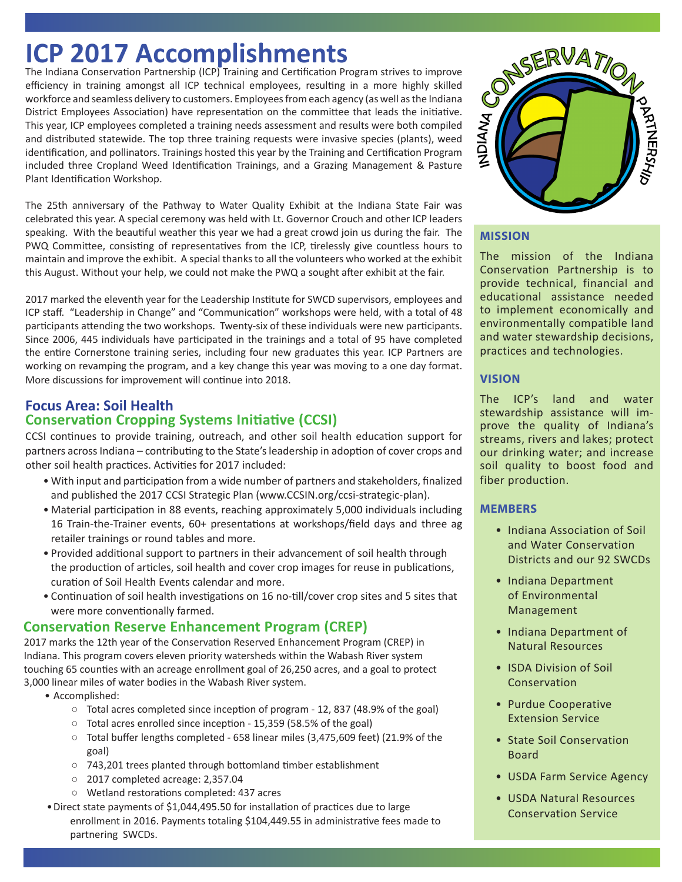# ICP 2017 Accomplishments

The Indiana Conservation Partnership (ICP) Training and Certification Program strives to improve efficiency in training amongst all ICP technical employees, resulting in a more highly skilled workforce and seamless delivery to customers. Employees from each agency (as well as the Indiana District Employees Association) have representation on the committee that leads the initiative. This year, ICP employees completed a training needs assessment and results were both compiled and distributed statewide. The top three training requests were invasive species (plants), weed identification, and pollinators. Trainings hosted this year by the Training and Certification Program included three Cropland Weed Identification Trainings, and a Grazing Management & Pasture Plant Identification Workshop.

The 25th anniversary of the Pathway to Water Quality Exhibit at the Indiana State Fair was celebrated this year. A special ceremony was held with Lt. Governor Crouch and other ICP leaders speaking. With the beautiful weather this year we had a great crowd join us during the fair. The PWQ Committee, consisting of representatives from the ICP, tirelessly give countless hours to maintain and improve the exhibit. A special thanks to all the volunteers who worked at the exhibit this August. Without your help, we could not make the PWQ a sought after exhibit at the fair.

2017 marked the eleventh year for the Leadership Institute for SWCD supervisors, employees and ICP staff. "Leadership in Change" and "Communication" workshops were held, with a total of 48 participants attending the two workshops. Twenty-six of these individuals were new participants. Since 2006, 445 individuals have participated in the trainings and a total of 95 have completed the entire Cornerstone training series, including four new graduates this year. ICP Partners are working on revamping the program, and a key change this year was moving to a one day format. More discussions for improvement will continue into 2018.

## Focus Area: Soil Health

### Conservation Cropping Systems Initiative (CCSI)

CCSI continues to provide training, outreach, and other soil health education support for partners across Indiana – contributing to the State's leadership in adoption of cover crops and other soil health practices. Activities for 2017 included:

- With input and participation from a wide number of partners and stakeholders, finalized and published the 2017 CCSI Strategic Plan (www.CCSIN.org/ccsi-strategic-plan).
- Material participation in 88 events, reaching approximately 5,000 individuals including 16 Train-the-Trainer events, 60+ presentations at workshops/field days and three ag retailer trainings or round tables and more.
- Provided additional support to partners in their advancement of soil health through the production of articles, soil health and cover crop images for reuse in publications, curation of Soil Health Events calendar and more.
- Continuation of soil health investigations on 16 no-till/cover crop sites and 5 sites that were more conventionally farmed.

### Conservation Reserve Enhancement Program (CREP)

2017 marks the 12th year of the Conservation Reserved Enhancement Program (CREP) in Indiana. This program covers eleven priority watersheds within the Wabash River system touching 65 counties with an acreage enrollment goal of 26,250 acres, and a goal to protect 3,000 linear miles of water bodies in the Wabash River system.

- Accomplished:
  - Total acres completed since inception of program - 12, 837 (48.9% of the goal)
  - Total acres enrolled since inception - 15,359 (58.5% of the goal)
  - Total buffer lengths completed - 658 linear miles (3,475,609 feet) (21.9% of the goal)
  - 743,201 trees planted through bottomland timber establishment
  - 2017 completed acreage: 2,357.04
  - Wetland restorations completed: 437 acres
- Direct state payments of $1,044,495.50 for installation of practices due to large enrollment in 2016. Payments totaling $104,449.55 in administrative fees made to partnering SWCDs.

### MISSION

The mission of the Indiana Conservation Partnership is to provide technical, financial and educational assistance needed to implement economically and environmentally compatible land and water stewardship decisions, practices and technologies.

### VISION

The ICP's land and water stewardship assistance will improve the quality of Indiana's streams, rivers and lakes; protect our drinking water; and increase soil quality to boost food and fiber production.

### MEMBERS

- Indiana Association of Soil and Water Conservation Districts and our 92 SWCDs
- Indiana Department of Environmental Management
- Indiana Department of Natural Resources
- ISDA Division of Soil Conservation
- Purdue Cooperative Extension Service
- State Soil Conservation Board
- USDA Farm Service Agency
- USDA Natural Resources Conservation Service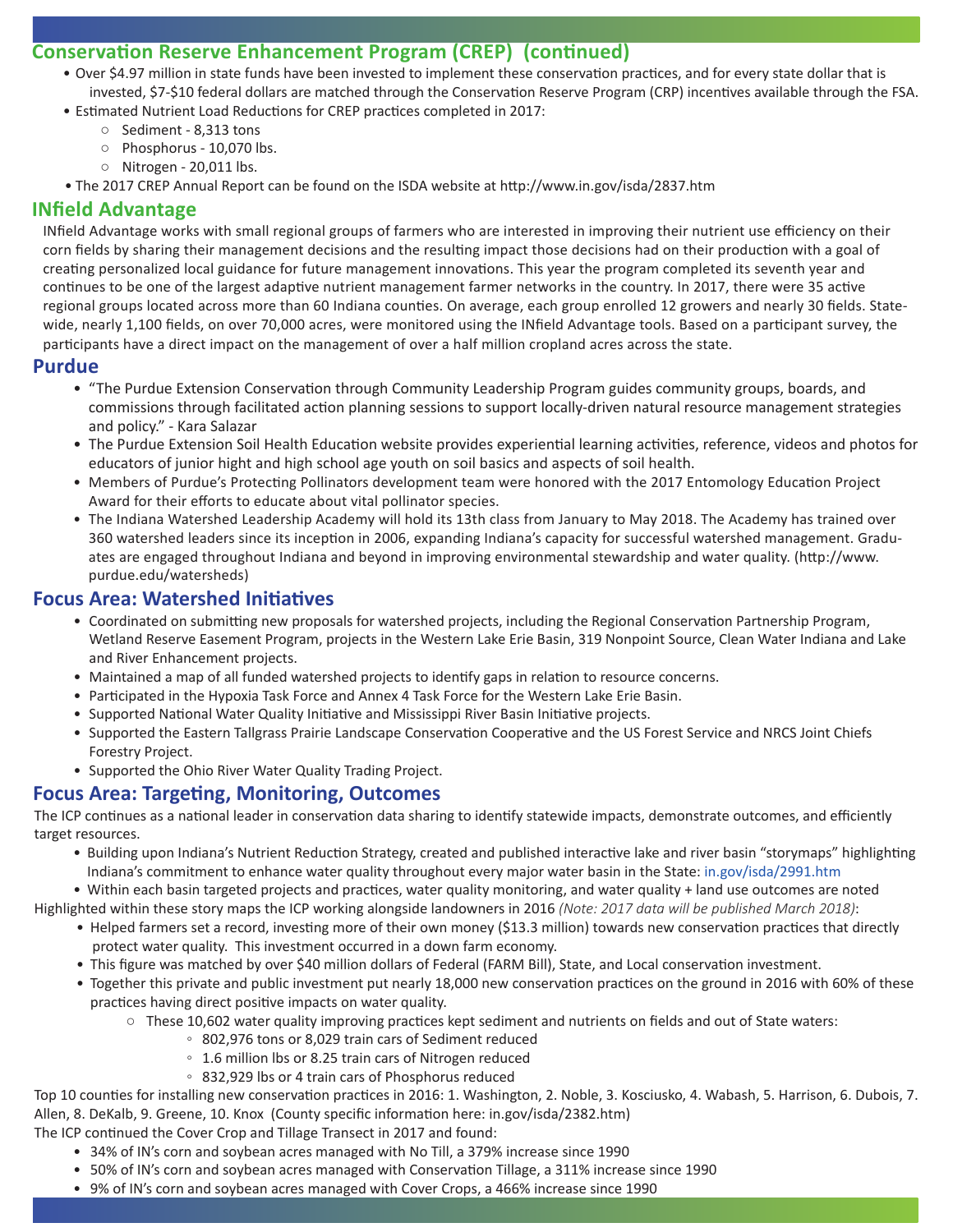## Conservation Reserve Enhancement Program (CREP) (continued)

- Over $4.97 million in state funds have been invested to implement these conservation practices, and for every state dollar that is invested, $7-$10 federal dollars are matched through the Conservation Reserve Program (CRP) incentives available through the FSA.
- Estimated Nutrient Load Reductions for CREP practices completed in 2017:
  - Sediment - 8,313 tons
  - Phosphorus - 10,070 lbs.
  - Nitrogen - 20,011 lbs.
- The 2017 CREP Annual Report can be found on the ISDA website at http://www.in.gov/isda/2837.htm

## INfield Advantage

INfield Advantage works with small regional groups of farmers who are interested in improving their nutrient use efficiency on their corn fields by sharing their management decisions and the resulting impact those decisions had on their production with a goal of creating personalized local guidance for future management innovations. This year the program completed its seventh year and continues to be one of the largest adaptive nutrient management farmer networks in the country. In 2017, there were 35 active regional groups located across more than 60 Indiana counties. On average, each group enrolled 12 growers and nearly 30 fields. Statewide, nearly 1,100 fields, on over 70,000 acres, were monitored using the INfield Advantage tools. Based on a participant survey, the participants have a direct impact on the management of over a half million cropland acres across the state.

## Purdue

- "The Purdue Extension Conservation through Community Leadership Program guides community groups, boards, and commissions through facilitated action planning sessions to support locally-driven natural resource management strategies and policy." - Kara Salazar
- The Purdue Extension Soil Health Education website provides experiential learning activities, reference, videos and photos for educators of junior hight and high school age youth on soil basics and aspects of soil health.
- Members of Purdue's Protecting Pollinators development team were honored with the 2017 Entomology Education Project Award for their efforts to educate about vital pollinator species.
- The Indiana Watershed Leadership Academy will hold its 13th class from January to May 2018. The Academy has trained over 360 watershed leaders since its inception in 2006, expanding Indiana's capacity for successful watershed management. Graduates are engaged throughout Indiana and beyond in improving environmental stewardship and water quality. (http://www.purdue.edu/watersheds)

## Focus Area: Watershed Initiatives

- Coordinated on submitting new proposals for watershed projects, including the Regional Conservation Partnership Program, Wetland Reserve Easement Program, projects in the Western Lake Erie Basin, 319 Nonpoint Source, Clean Water Indiana and Lake and River Enhancement projects.
- Maintained a map of all funded watershed projects to identify gaps in relation to resource concerns.
- Participated in the Hypoxia Task Force and Annex 4 Task Force for the Western Lake Erie Basin.
- Supported National Water Quality Initiative and Mississippi River Basin Initiative projects.
- Supported the Eastern Tallgrass Prairie Landscape Conservation Cooperative and the US Forest Service and NRCS Joint Chiefs Forestry Project.
- Supported the Ohio River Water Quality Trading Project.

## Focus Area: Targeting, Monitoring, Outcomes

The ICP continues as a national leader in conservation data sharing to identify statewide impacts, demonstrate outcomes, and efficiently target resources.

- Building upon Indiana's Nutrient Reduction Strategy, created and published interactive lake and river basin "storymaps" highlighting Indiana's commitment to enhance water quality throughout every major water basin in the State: in.gov/isda/2991.htm
- Within each basin targeted projects and practices, water quality monitoring, and water quality + land use outcomes are noted

Highlighted within these story maps the ICP working alongside landowners in 2016 *(Note: 2017 data will be published March 2018)*:

- Helped farmers set a record, investing more of their own money ($13.3 million) towards new conservation practices that directly protect water quality. This investment occurred in a down farm economy.
- This figure was matched by over $40 million dollars of Federal (FARM Bill), State, and Local conservation investment.
- Together this private and public investment put nearly 18,000 new conservation practices on the ground in 2016 with 60% of these practices having direct positive impacts on water quality.
  - These 10,602 water quality improving practices kept sediment and nutrients on fields and out of State waters:
    - 802,976 tons or 8,029 train cars of Sediment reduced
    - 1.6 million lbs or 8.25 train cars of Nitrogen reduced
    - 832,929 lbs or 4 train cars of Phosphorus reduced

Top 10 counties for installing new conservation practices in 2016: 1. Washington, 2. Noble, 3. Kosciusko, 4. Wabash, 5. Harrison, 6. Dubois, 7. Allen, 8. DeKalb, 9. Greene, 10. Knox (County specific information here: in.gov/isda/2382.htm)

The ICP continued the Cover Crop and Tillage Transect in 2017 and found:

- 34% of IN's corn and soybean acres managed with No Till, a 379% increase since 1990
- 50% of IN's corn and soybean acres managed with Conservation Tillage, a 311% increase since 1990
- 9% of IN's corn and soybean acres managed with Cover Crops, a 466% increase since 1990